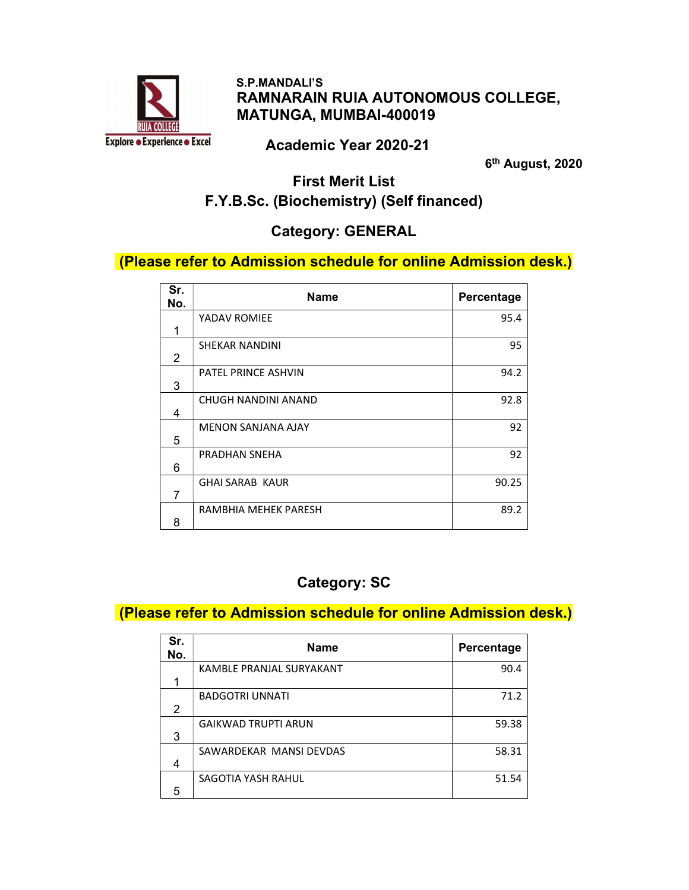S.P.MANDALI'S

# RAMNARAIN RUIA AUTONOMOUS COLLEGE, MATUNGA, MUMBAI-400019

Explore • Experience • Excel

## Academic Year 2020-21

6th August, 2020

## First Merit List

## F.Y.B.Sc. (Biochemistry) (Self financed)

### Category: GENERAL

**(Please refer to Admission schedule for online Admission desk.)**

| Sr. No. | Name | Percentage |
|---|---|---|
| 1 | YADAV ROMIEE | 95.4 |
| 2 | SHEKAR NANDINI | 95 |
| 3 | PATEL PRINCE ASHVIN | 94.2 |
| 4 | CHUGH NANDINI ANAND | 92.8 |
| 5 | MENON SANJANA AJAY | 92 |
| 6 | PRADHAN SNEHA | 92 |
| 7 | GHAI SARAB KAUR | 90.25 |
| 8 | RAMBHIA MEHEK PARESH | 89.2 |

### Category: SC

**(Please refer to Admission schedule for online Admission desk.)**

| Sr. No. | Name | Percentage |
|---|---|---|
| 1 | KAMBLE PRANJAL SURYAKANT | 90.4 |
| 2 | BADGOTRI UNNATI | 71.2 |
| 3 | GAIKWAD TRUPTI ARUN | 59.38 |
| 4 | SAWARDEKAR MANSI DEVDAS | 58.31 |
| 5 | SAGOTIA YASH RAHUL | 51.54 |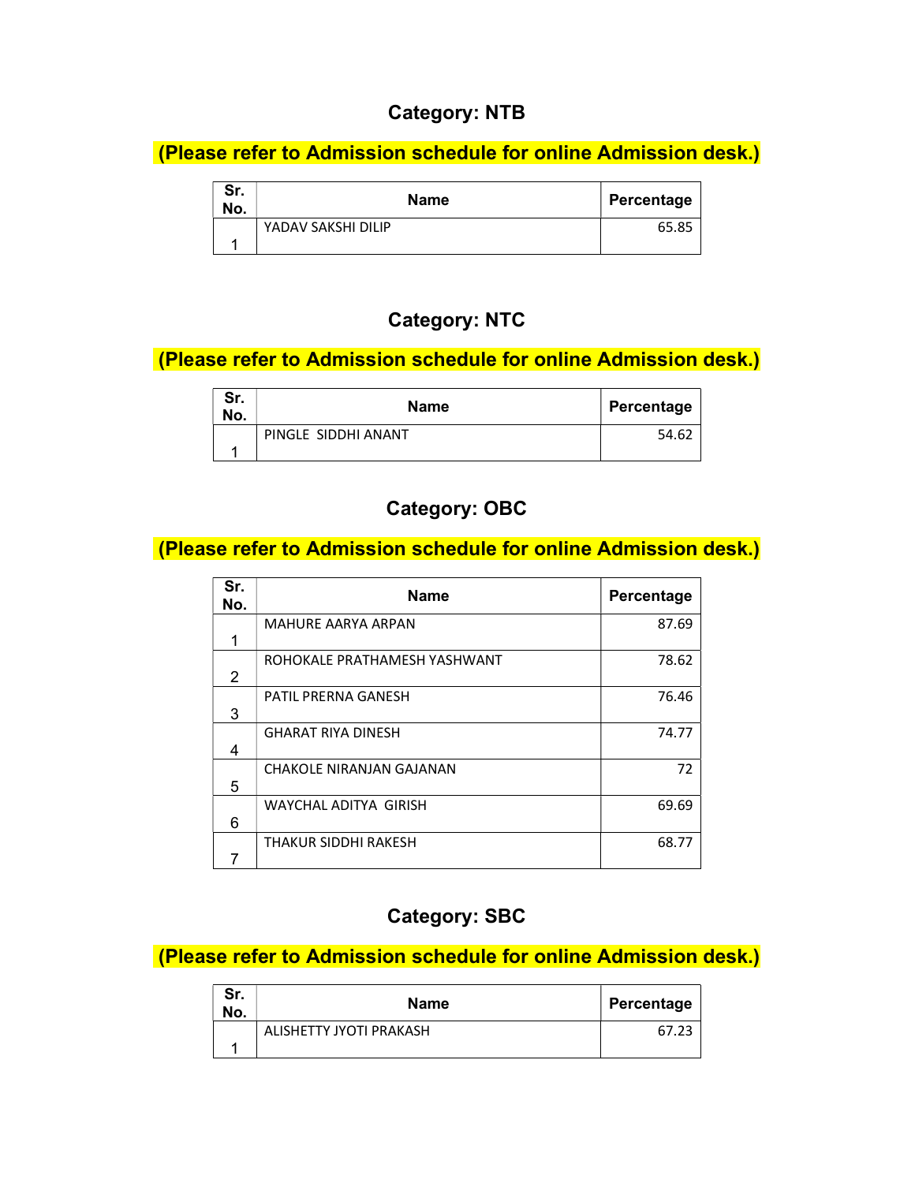## Category: NTB

**(Please refer to Admission schedule for online Admission desk.)**

| Sr. No. | Name | Percentage |
|---|---|---|
| 1 | YADAV SAKSHI DILIP | 65.85 |

## Category: NTC

**(Please refer to Admission schedule for online Admission desk.)**

| Sr. No. | Name | Percentage |
|---|---|---|
| 1 | PINGLE SIDDHI ANANT | 54.62 |

## Category: OBC

**(Please refer to Admission schedule for online Admission desk.)**

| Sr. No. | Name | Percentage |
|---|---|---|
| 1 | MAHURE AARYA ARPAN | 87.69 |
| 2 | ROHOKALE PRATHAMESH YASHWANT | 78.62 |
| 3 | PATIL PRERNA GANESH | 76.46 |
| 4 | GHARAT RIYA DINESH | 74.77 |
| 5 | CHAKOLE NIRANJAN GAJANAN | 72 |
| 6 | WAYCHAL ADITYA GIRISH | 69.69 |
| 7 | THAKUR SIDDHI RAKESH | 68.77 |

## Category: SBC

**(Please refer to Admission schedule for online Admission desk.)**

| Sr. No. | Name | Percentage |
|---|---|---|
| 1 | ALISHETTY JYOTI PRAKASH | 67.23 |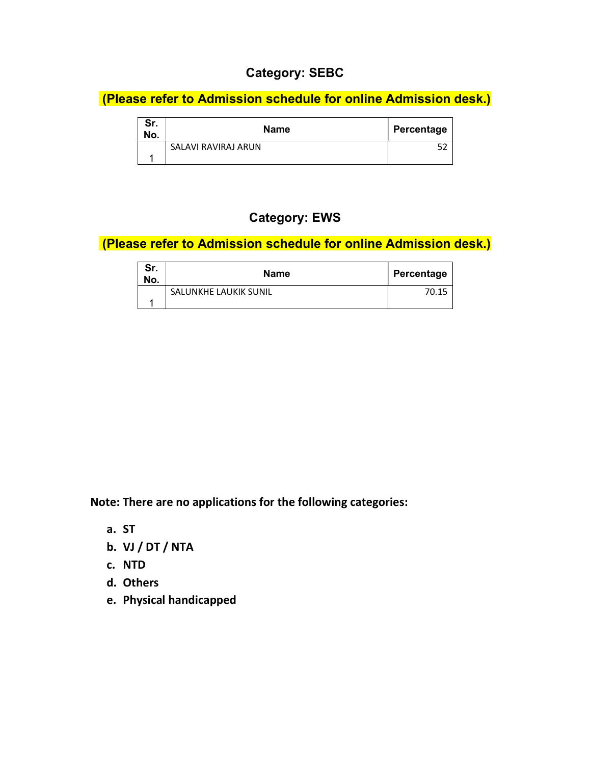## Category: SEBC

**(Please refer to Admission schedule for online Admission desk.)**

| Sr. No. | Name | Percentage |
|---|---|---|
| 1 | SALAVI RAVIRAJ ARUN | 52 |

## Category: EWS

**(Please refer to Admission schedule for online Admission desk.)**

| Sr. No. | Name | Percentage |
|---|---|---|
| 1 | SALUNKHE LAUKIK SUNIL | 70.15 |

**Note: There are no applications for the following categories:**

a. **ST**
b. **VJ / DT / NTA**
c. **NTD**
d. **Others**
e. **Physical handicapped**